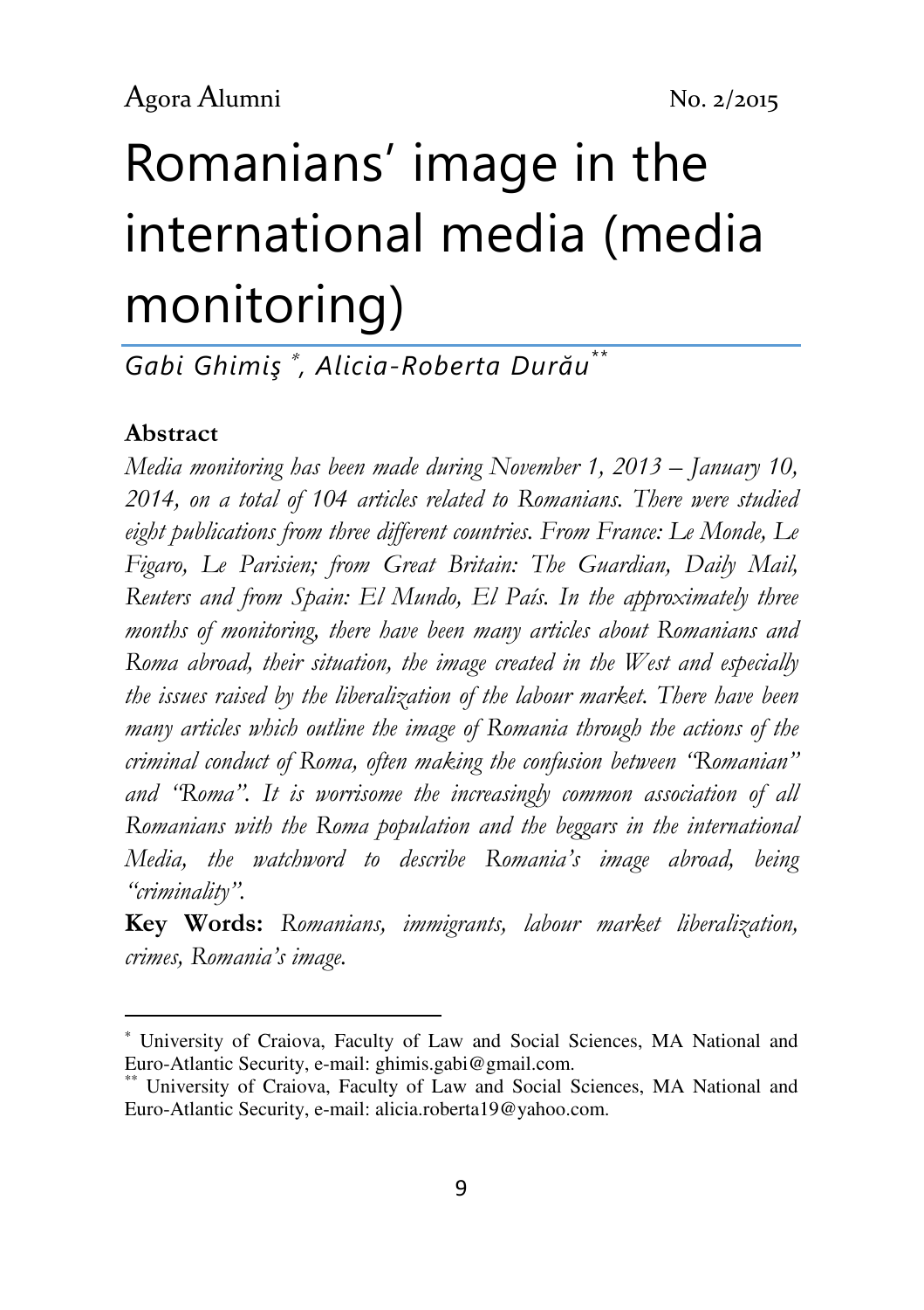# Romanians' image in the international media (media monitoring)

*Gabi Ghimiş [\*], Alicia-Roberta Durău [\*\*]*

**Abstract**

*Media monitoring has been made during November 1, 2013 – January 10, 2014, on a total of 104 articles related to Romanians. There were studied eight publications from three different countries. From France: Le Monde, Le Figaro, Le Parisien; from Great Britain: The Guardian, Daily Mail, Reuters and from Spain: El Mundo, El País. In the approximately three months of monitoring, there have been many articles about Romanians and Roma abroad, their situation, the image created in the West and especially the issues raised by the liberalization of the labour market. There have been many articles which outline the image of Romania through the actions of the criminal conduct of Roma, often making the confusion between "Romanian" and "Roma". It is worrisome the increasingly common association of all Romanians with the Roma population and the beggars in the international Media, the watchword to describe Romania's image abroad, being "criminality".*

**Key Words:** *Romanians, immigrants, labour market liberalization, crimes, Romania's image.*

---

[\*] University of Craiova, Faculty of Law and Social Sciences, MA National and Euro-Atlantic Security, e-mail: ghimis.gabi@gmail.com.

[\*\*] University of Craiova, Faculty of Law and Social Sciences, MA National and Euro-Atlantic Security, e-mail: alicia.roberta19@yahoo.com.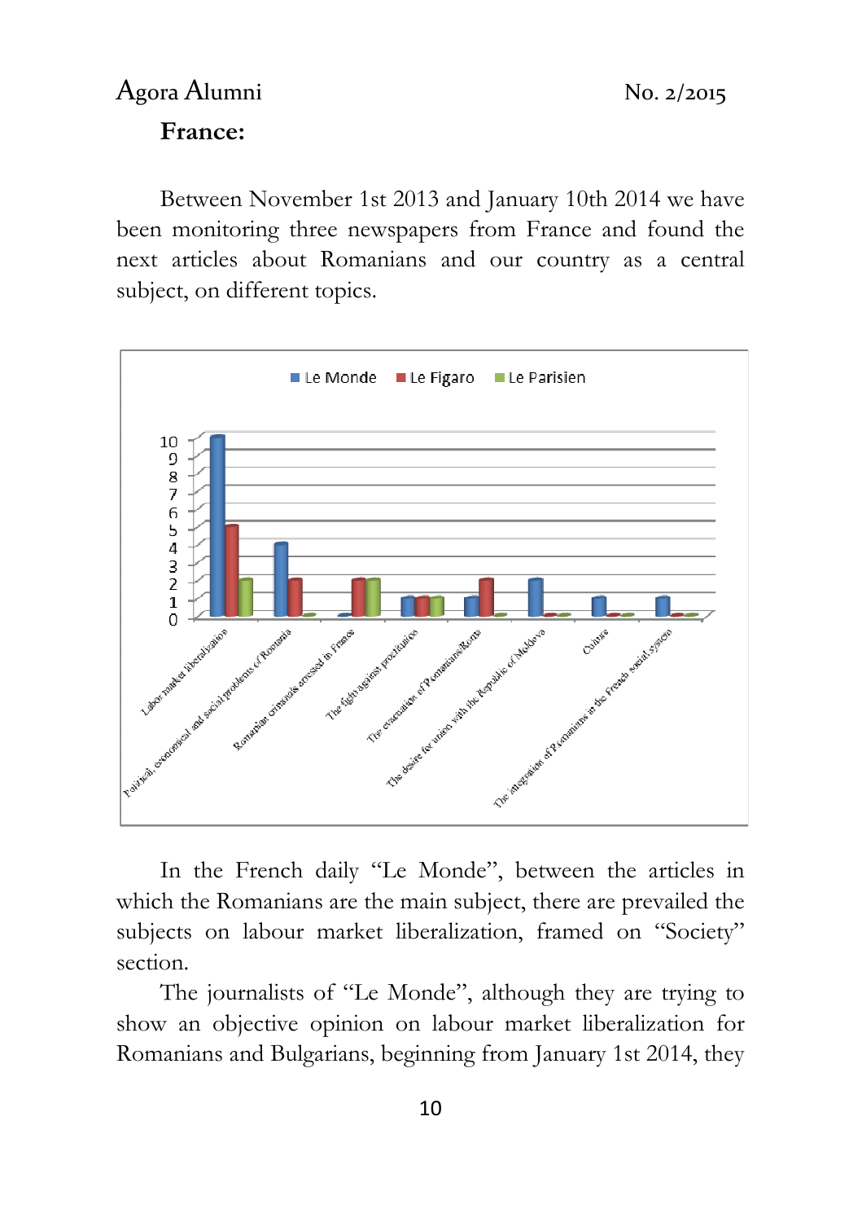**France:**

Between November 1st 2013 and January 10th 2014 we have been monitoring three newspapers from France and found the next articles about Romanians and our country as a central subject, on different topics.

| Topic | Le Monde | Le Figaro | Le Parisien |
|---|---|---|---|
| Labor market liberalization | 10 | 5 | 2 |
| Political, economical and social problems of Romania | 4 | 2 | 0 |
| Romanian criminals arrested in France | 0 | 2 | 2 |
| The fight against prostitution | 1 | 1 | 1 |
| The evacuation of Romanians/Roma | 1 | 2 | 0 |
| The desire for union with the Republic of Moldova | 2 | 0 | 0 |
| Culture | 1 | 0 | 0 |
| The integration of Romanians in the French social system | 1 | 0 | 0 |

In the French daily "Le Monde", between the articles in which the Romanians are the main subject, there are prevailed the subjects on labour market liberalization, framed on "Society" section.

The journalists of "Le Monde", although they are trying to show an objective opinion on labour market liberalization for Romanians and Bulgarians, beginning from January 1st 2014, they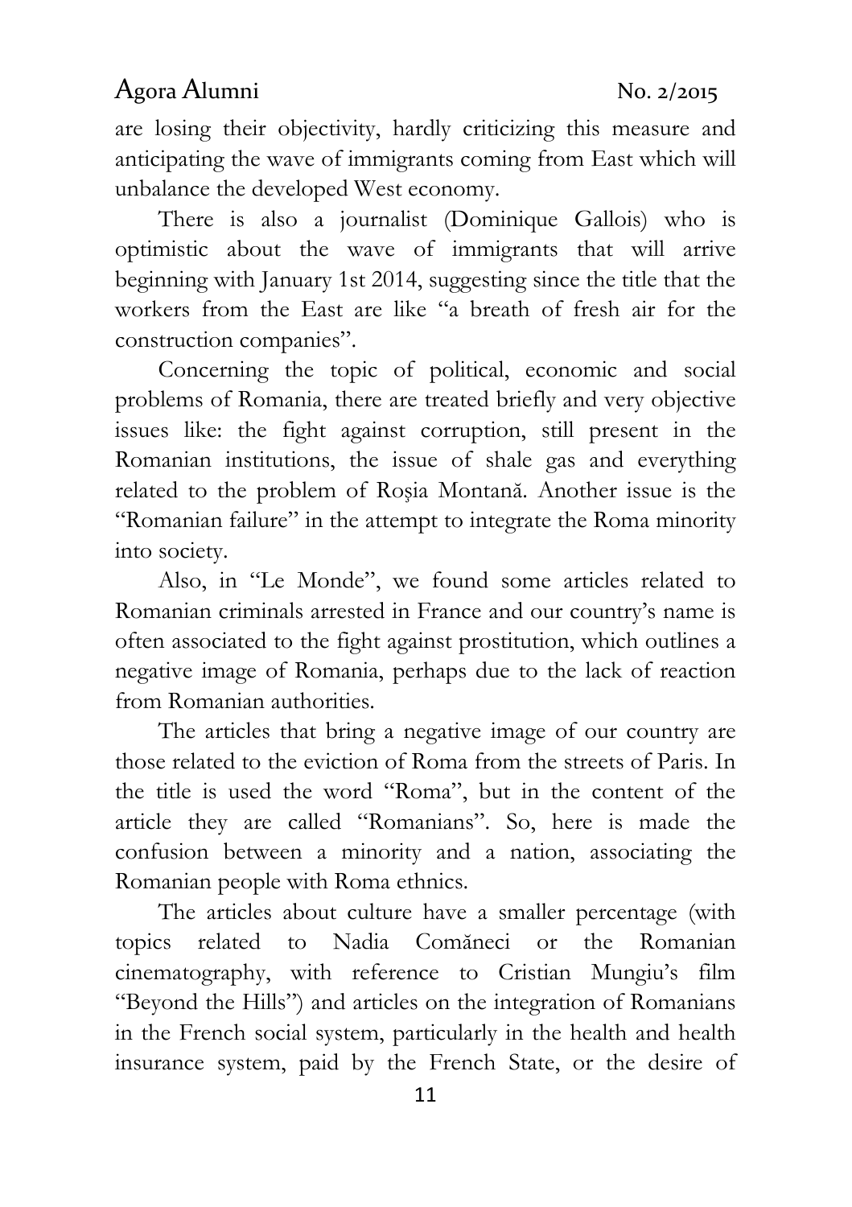are losing their objectivity, hardly criticizing this measure and anticipating the wave of immigrants coming from East which will unbalance the developed West economy.

There is also a journalist (Dominique Gallois) who is optimistic about the wave of immigrants that will arrive beginning with January 1st 2014, suggesting since the title that the workers from the East are like "a breath of fresh air for the construction companies".

Concerning the topic of political, economic and social problems of Romania, there are treated briefly and very objective issues like: the fight against corruption, still present in the Romanian institutions, the issue of shale gas and everything related to the problem of Roşia Montană. Another issue is the "Romanian failure" in the attempt to integrate the Roma minority into society.

Also, in "Le Monde", we found some articles related to Romanian criminals arrested in France and our country's name is often associated to the fight against prostitution, which outlines a negative image of Romania, perhaps due to the lack of reaction from Romanian authorities.

The articles that bring a negative image of our country are those related to the eviction of Roma from the streets of Paris. In the title is used the word "Roma", but in the content of the article they are called "Romanians". So, here is made the confusion between a minority and a nation, associating the Romanian people with Roma ethnics.

The articles about culture have a smaller percentage (with topics related to Nadia Comăneci or the Romanian cinematography, with reference to Cristian Mungiu's film "Beyond the Hills") and articles on the integration of Romanians in the French social system, particularly in the health and health insurance system, paid by the French State, or the desire of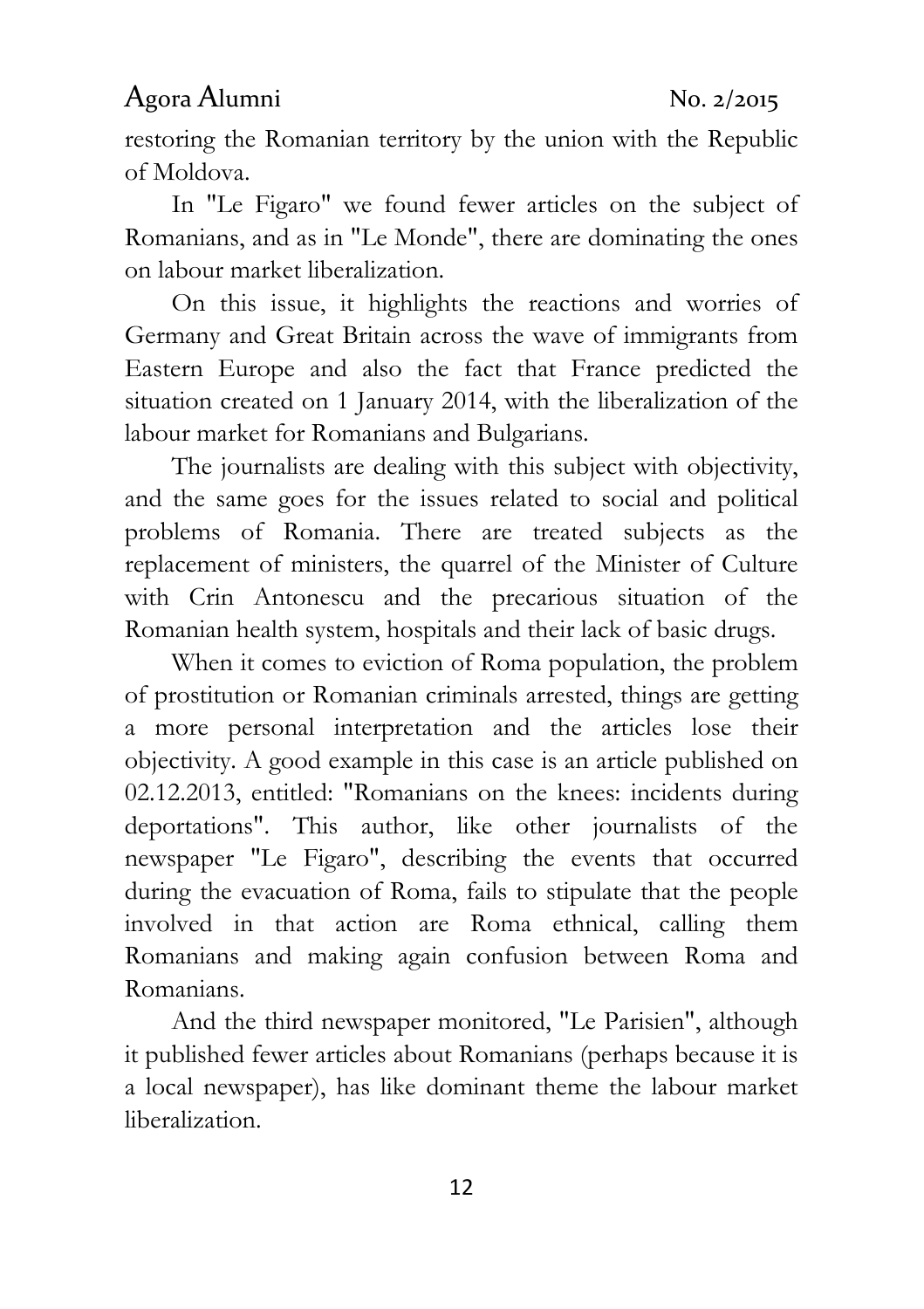restoring the Romanian territory by the union with the Republic of Moldova.

In "Le Figaro" we found fewer articles on the subject of Romanians, and as in "Le Monde", there are dominating the ones on labour market liberalization.

On this issue, it highlights the reactions and worries of Germany and Great Britain across the wave of immigrants from Eastern Europe and also the fact that France predicted the situation created on 1 January 2014, with the liberalization of the labour market for Romanians and Bulgarians.

The journalists are dealing with this subject with objectivity, and the same goes for the issues related to social and political problems of Romania. There are treated subjects as the replacement of ministers, the quarrel of the Minister of Culture with Crin Antonescu and the precarious situation of the Romanian health system, hospitals and their lack of basic drugs.

When it comes to eviction of Roma population, the problem of prostitution or Romanian criminals arrested, things are getting a more personal interpretation and the articles lose their objectivity. A good example in this case is an article published on 02.12.2013, entitled: "Romanians on the knees: incidents during deportations". This author, like other journalists of the newspaper "Le Figaro", describing the events that occurred during the evacuation of Roma, fails to stipulate that the people involved in that action are Roma ethnical, calling them Romanians and making again confusion between Roma and Romanians.

And the third newspaper monitored, "Le Parisien", although it published fewer articles about Romanians (perhaps because it is a local newspaper), has like dominant theme the labour market liberalization.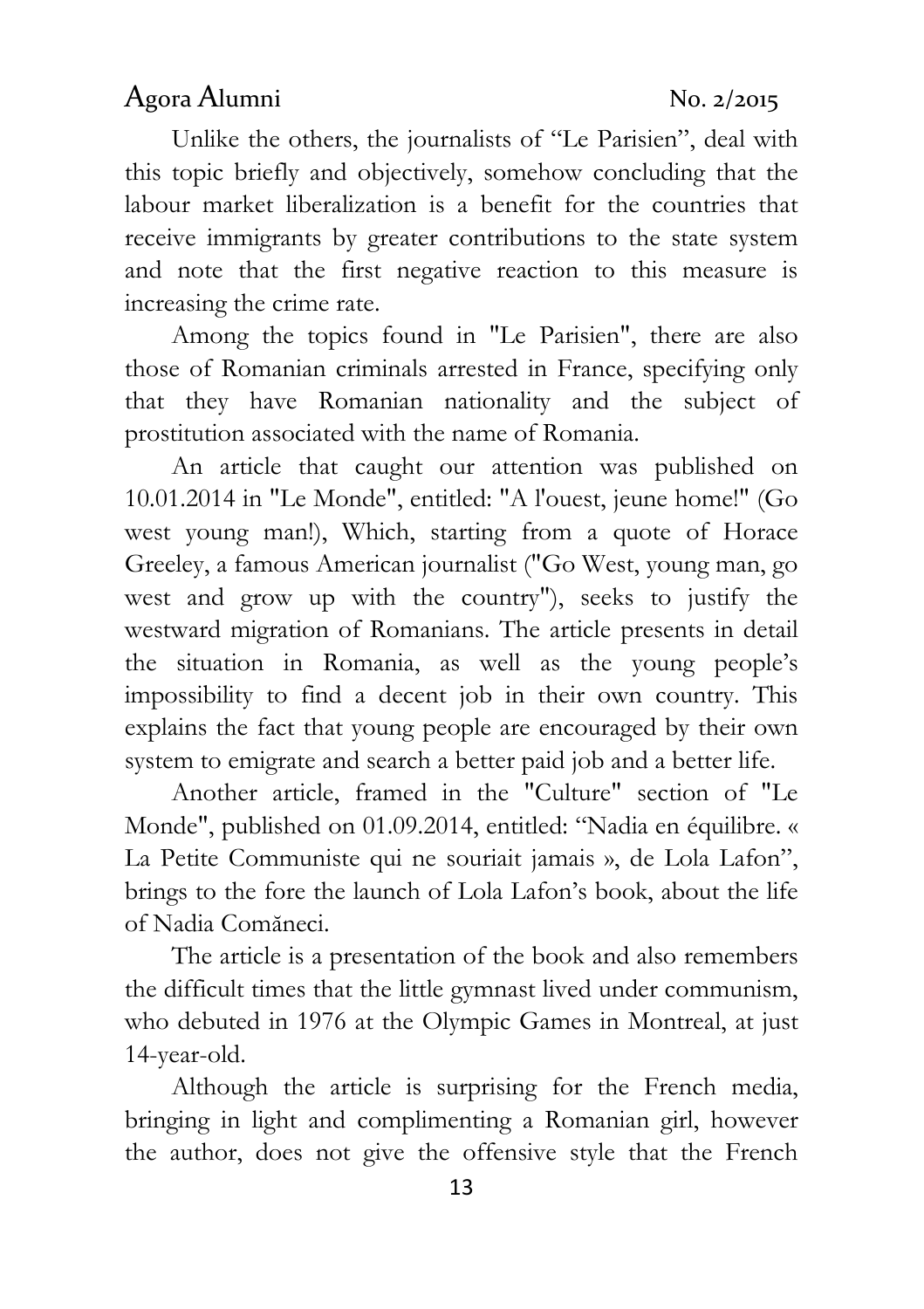Unlike the others, the journalists of "Le Parisien", deal with this topic briefly and objectively, somehow concluding that the labour market liberalization is a benefit for the countries that receive immigrants by greater contributions to the state system and note that the first negative reaction to this measure is increasing the crime rate.

Among the topics found in "Le Parisien", there are also those of Romanian criminals arrested in France, specifying only that they have Romanian nationality and the subject of prostitution associated with the name of Romania.

An article that caught our attention was published on 10.01.2014 in "Le Monde", entitled: "A l'ouest, jeune home!" (Go west young man!), Which, starting from a quote of Horace Greeley, a famous American journalist ("Go West, young man, go west and grow up with the country"), seeks to justify the westward migration of Romanians. The article presents in detail the situation in Romania, as well as the young people's impossibility to find a decent job in their own country. This explains the fact that young people are encouraged by their own system to emigrate and search a better paid job and a better life.

Another article, framed in the "Culture" section of "Le Monde", published on 01.09.2014, entitled: "Nadia en équilibre. « La Petite Communiste qui ne souriait jamais », de Lola Lafon", brings to the fore the launch of Lola Lafon's book, about the life of Nadia Comăneci.

The article is a presentation of the book and also remembers the difficult times that the little gymnast lived under communism, who debuted in 1976 at the Olympic Games in Montreal, at just 14-year-old.

Although the article is surprising for the French media, bringing in light and complimenting a Romanian girl, however the author, does not give the offensive style that the French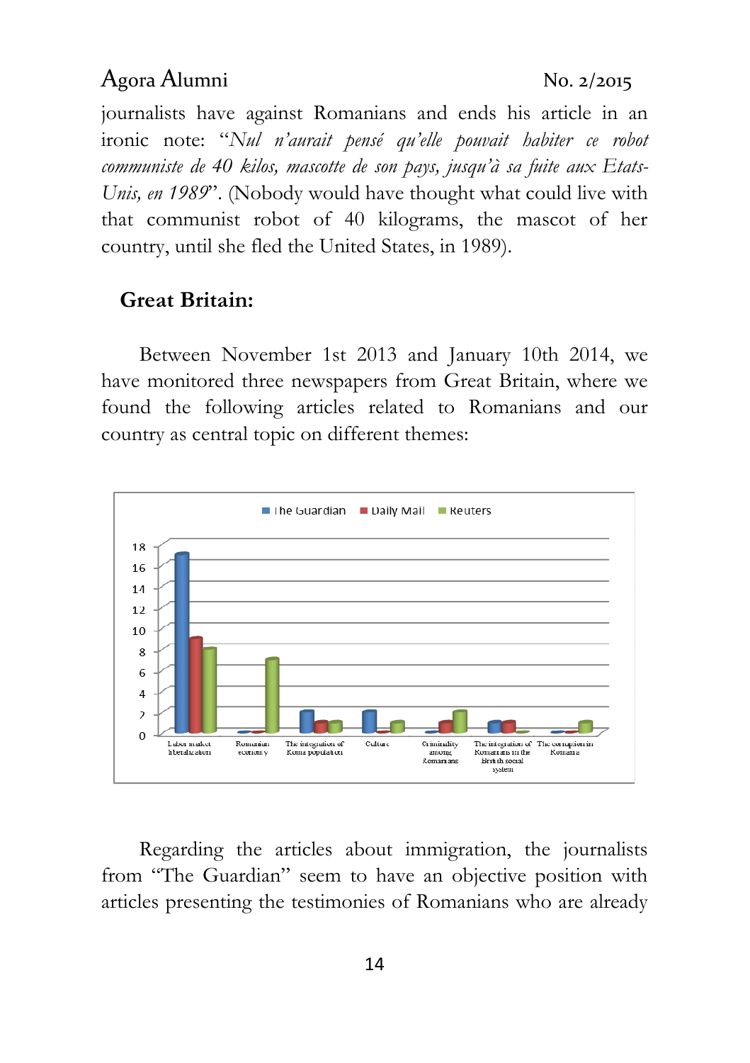journalists have against Romanians and ends his article in an ironic note: "*Nul n'aurait pensé qu'elle pouvait habiter ce robot communiste de 40 kilos, mascotte de son pays, jusqu'à sa fuite aux Etats-Unis, en 1989*". (Nobody would have thought what could live with that communist robot of 40 kilograms, the mascot of her country, until she fled the United States, in 1989).

## Great Britain:

Between November 1st 2013 and January 10th 2014, we have monitored three newspapers from Great Britain, where we found the following articles related to Romanians and our country as central topic on different themes:

| | The Guardian | Daily Mail | Reuters |
|---|---|---|---|
| Labor market liberalization | 17 | 9 | 8 |
| Romanian economy | 0 | 0 | 7 |
| The integration of Roma population | 2 | 1 | 1 |
| Culture | 2 | 0 | 1 |
| Criminality among Romanians | 0 | 1 | 2 |
| The integration of Romanians in the British social system | 1 | 1 | 0 |
| The corruption in Romania | 0 | 0 | 1 |

Regarding the articles about immigration, the journalists from "The Guardian" seem to have an objective position with articles presenting the testimonies of Romanians who are already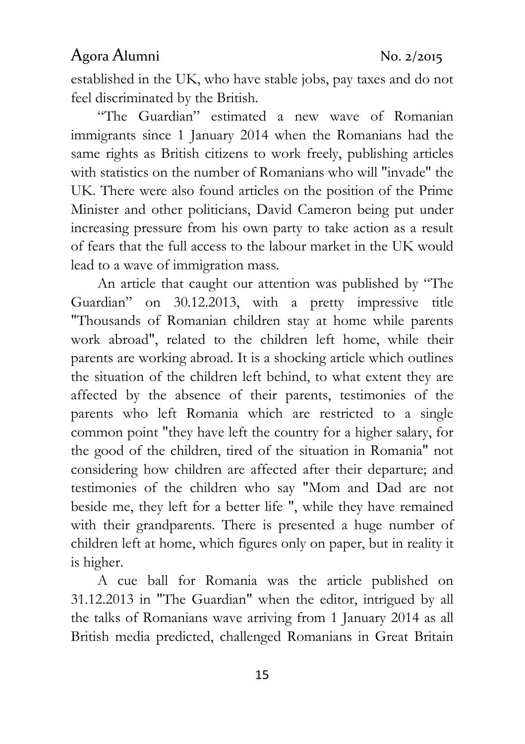established in the UK, who have stable jobs, pay taxes and do not feel discriminated by the British.

"The Guardian" estimated a new wave of Romanian immigrants since 1 January 2014 when the Romanians had the same rights as British citizens to work freely, publishing articles with statistics on the number of Romanians who will "invade" the UK. There were also found articles on the position of the Prime Minister and other politicians, David Cameron being put under increasing pressure from his own party to take action as a result of fears that the full access to the labour market in the UK would lead to a wave of immigration mass.

An article that caught our attention was published by "The Guardian" on 30.12.2013, with a pretty impressive title "Thousands of Romanian children stay at home while parents work abroad", related to the children left home, while their parents are working abroad. It is a shocking article which outlines the situation of the children left behind, to what extent they are affected by the absence of their parents, testimonies of the parents who left Romania which are restricted to a single common point "they have left the country for a higher salary, for the good of the children, tired of the situation in Romania" not considering how children are affected after their departure; and testimonies of the children who say "Mom and Dad are not beside me, they left for a better life ", while they have remained with their grandparents. There is presented a huge number of children left at home, which figures only on paper, but in reality it is higher.

A cue ball for Romania was the article published on 31.12.2013 in "The Guardian" when the editor, intrigued by all the talks of Romanians wave arriving from 1 January 2014 as all British media predicted, challenged Romanians in Great Britain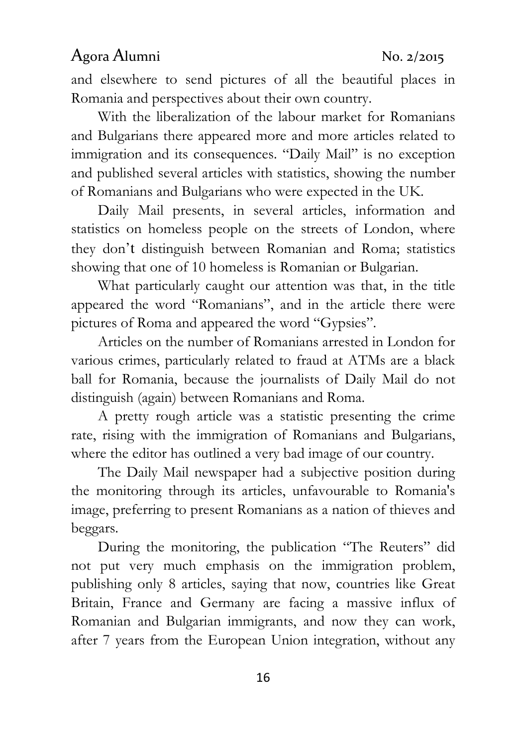and elsewhere to send pictures of all the beautiful places in Romania and perspectives about their own country.

With the liberalization of the labour market for Romanians and Bulgarians there appeared more and more articles related to immigration and its consequences. "Daily Mail" is no exception and published several articles with statistics, showing the number of Romanians and Bulgarians who were expected in the UK.

Daily Mail presents, in several articles, information and statistics on homeless people on the streets of London, where they don't distinguish between Romanian and Roma; statistics showing that one of 10 homeless is Romanian or Bulgarian.

What particularly caught our attention was that, in the title appeared the word "Romanians", and in the article there were pictures of Roma and appeared the word "Gypsies".

Articles on the number of Romanians arrested in London for various crimes, particularly related to fraud at ATMs are a black ball for Romania, because the journalists of Daily Mail do not distinguish (again) between Romanians and Roma.

A pretty rough article was a statistic presenting the crime rate, rising with the immigration of Romanians and Bulgarians, where the editor has outlined a very bad image of our country.

The Daily Mail newspaper had a subjective position during the monitoring through its articles, unfavourable to Romania's image, preferring to present Romanians as a nation of thieves and beggars.

During the monitoring, the publication "The Reuters" did not put very much emphasis on the immigration problem, publishing only 8 articles, saying that now, countries like Great Britain, France and Germany are facing a massive influx of Romanian and Bulgarian immigrants, and now they can work, after 7 years from the European Union integration, without any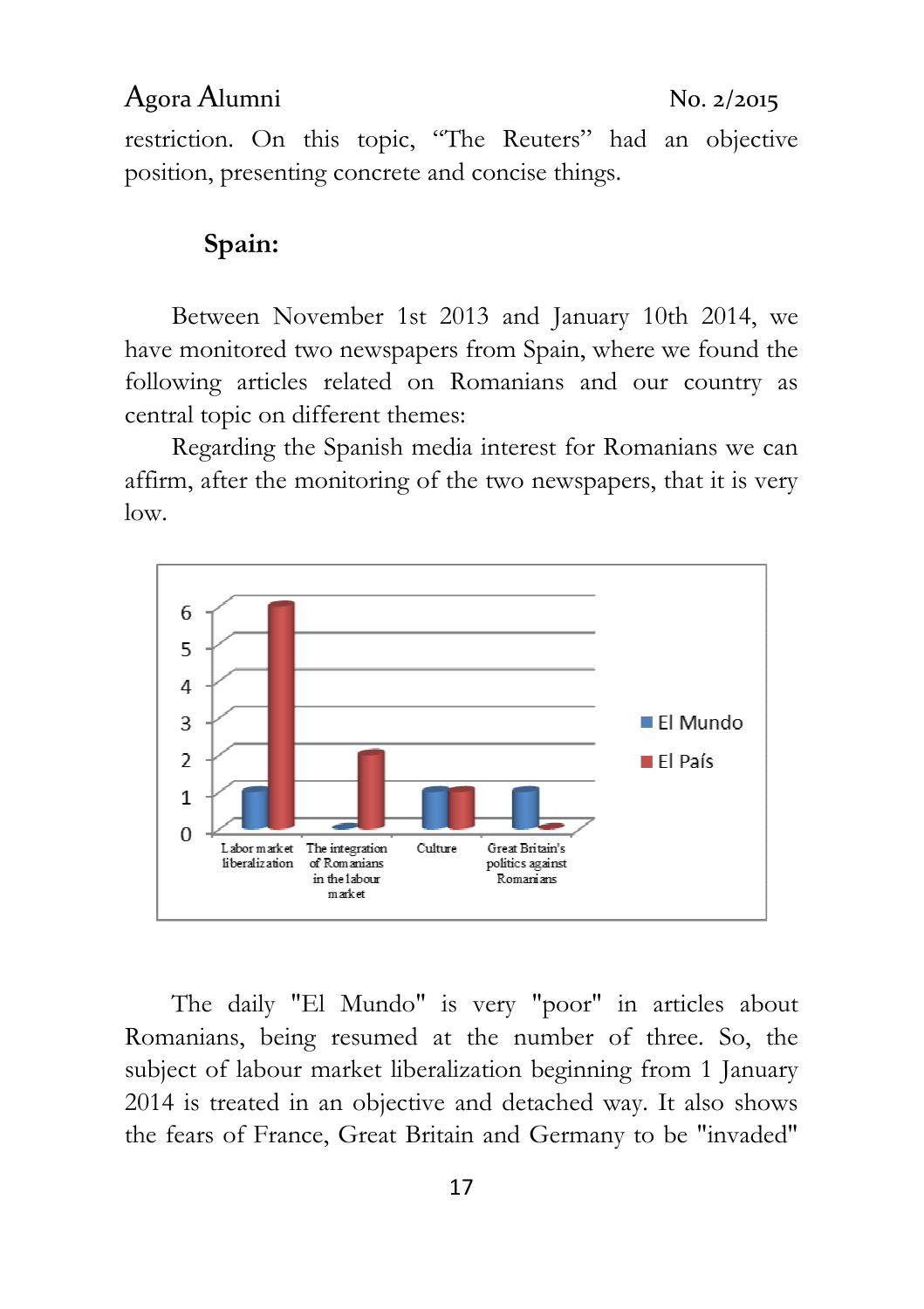restriction. On this topic, "The Reuters" had an objective position, presenting concrete and concise things.

**Spain:**

Between November 1st 2013 and January 10th 2014, we have monitored two newspapers from Spain, where we found the following articles related on Romanians and our country as central topic on different themes:

Regarding the Spanish media interest for Romanians we can affirm, after the monitoring of the two newspapers, that it is very low.

| | El Mundo | El País |
|---|---|---|
| Labor market liberalization | 1 | 6 |
| The integration of Romanians in the labour market | 0 | 2 |
| Culture | 1 | 1 |
| Great Britain's politics against Romanians | 1 | 0 |

The daily "El Mundo" is very "poor" in articles about Romanians, being resumed at the number of three. So, the subject of labour market liberalization beginning from 1 January 2014 is treated in an objective and detached way. It also shows the fears of France, Great Britain and Germany to be "invaded"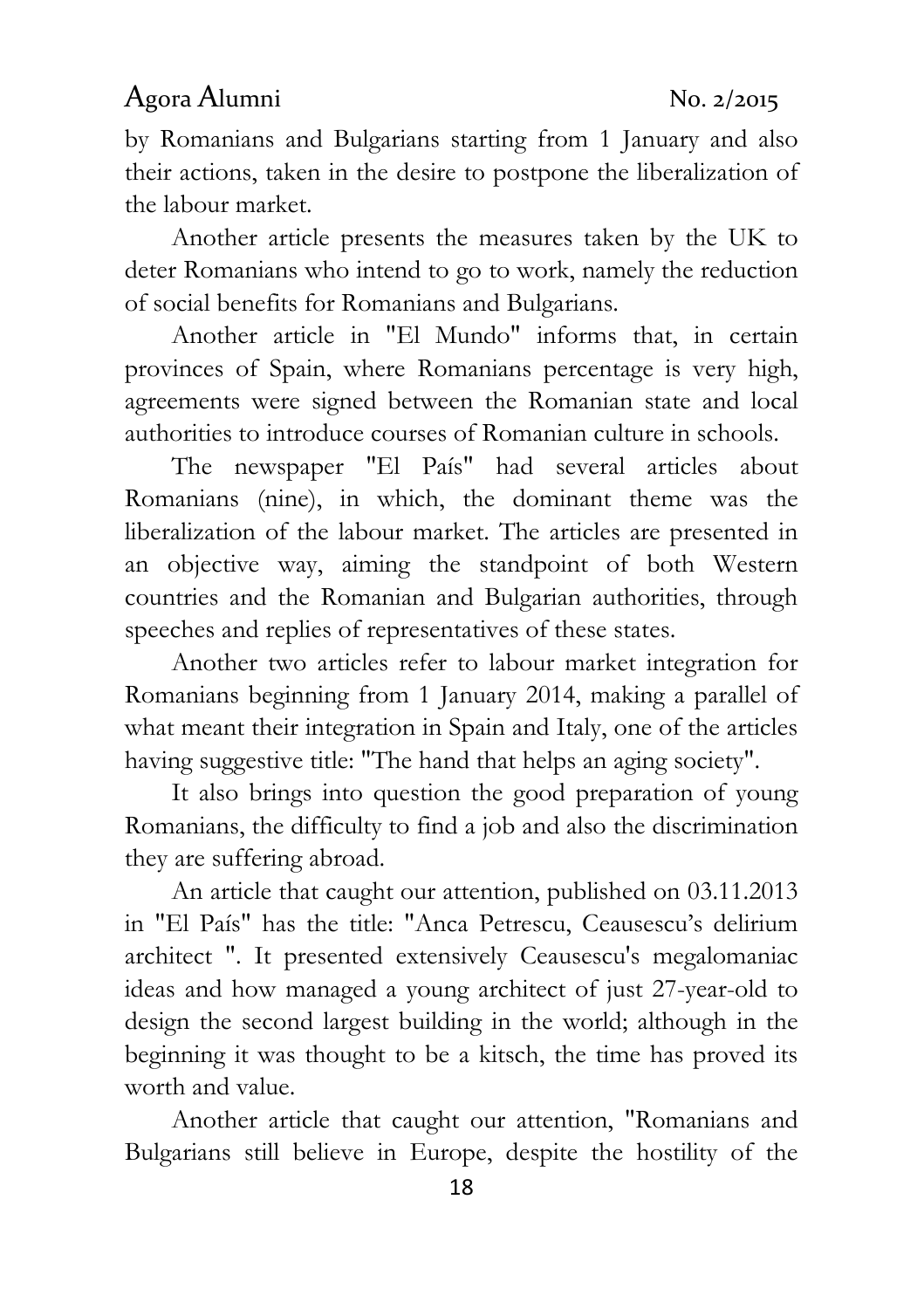by Romanians and Bulgarians starting from 1 January and also their actions, taken in the desire to postpone the liberalization of the labour market.

Another article presents the measures taken by the UK to deter Romanians who intend to go to work, namely the reduction of social benefits for Romanians and Bulgarians.

Another article in "El Mundo" informs that, in certain provinces of Spain, where Romanians percentage is very high, agreements were signed between the Romanian state and local authorities to introduce courses of Romanian culture in schools.

The newspaper "El País" had several articles about Romanians (nine), in which, the dominant theme was the liberalization of the labour market. The articles are presented in an objective way, aiming the standpoint of both Western countries and the Romanian and Bulgarian authorities, through speeches and replies of representatives of these states.

Another two articles refer to labour market integration for Romanians beginning from 1 January 2014, making a parallel of what meant their integration in Spain and Italy, one of the articles having suggestive title: "The hand that helps an aging society".

It also brings into question the good preparation of young Romanians, the difficulty to find a job and also the discrimination they are suffering abroad.

An article that caught our attention, published on 03.11.2013 in "El País" has the title: "Anca Petrescu, Ceausescu's delirium architect ". It presented extensively Ceausescu's megalomaniac ideas and how managed a young architect of just 27-year-old to design the second largest building in the world; although in the beginning it was thought to be a kitsch, the time has proved its worth and value.

Another article that caught our attention, "Romanians and Bulgarians still believe in Europe, despite the hostility of the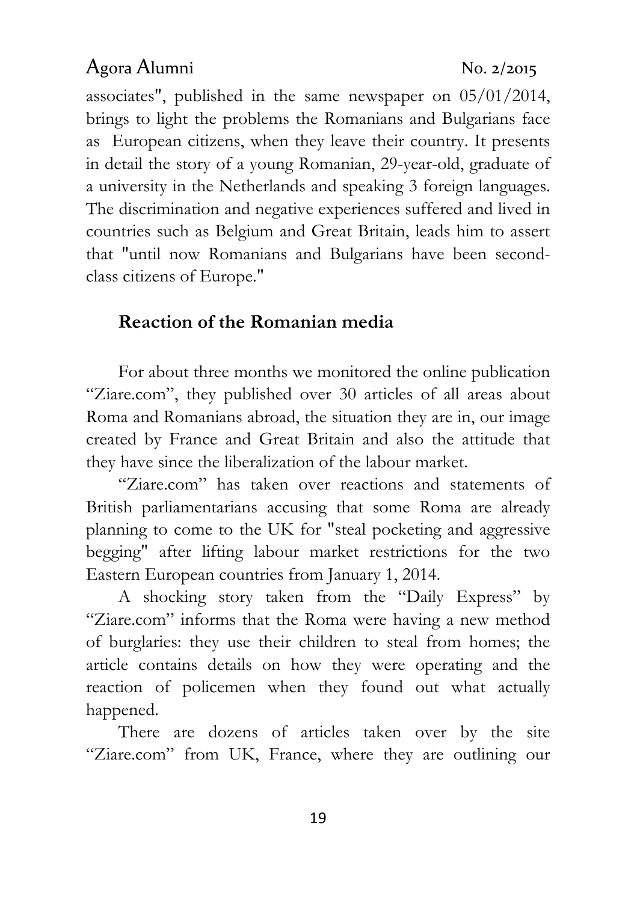associates", published in the same newspaper on 05/01/2014, brings to light the problems the Romanians and Bulgarians face as European citizens, when they leave their country. It presents in detail the story of a young Romanian, 29-year-old, graduate of a university in the Netherlands and speaking 3 foreign languages. The discrimination and negative experiences suffered and lived in countries such as Belgium and Great Britain, leads him to assert that "until now Romanians and Bulgarians have been second-class citizens of Europe."

## Reaction of the Romanian media

For about three months we monitored the online publication "Ziare.com", they published over 30 articles of all areas about Roma and Romanians abroad, the situation they are in, our image created by France and Great Britain and also the attitude that they have since the liberalization of the labour market.

"Ziare.com" has taken over reactions and statements of British parliamentarians accusing that some Roma are already planning to come to the UK for "steal pocketing and aggressive begging" after lifting labour market restrictions for the two Eastern European countries from January 1, 2014.

A shocking story taken from the "Daily Express" by "Ziare.com" informs that the Roma were having a new method of burglaries: they use their children to steal from homes; the article contains details on how they were operating and the reaction of policemen when they found out what actually happened.

There are dozens of articles taken over by the site "Ziare.com" from UK, France, where they are outlining our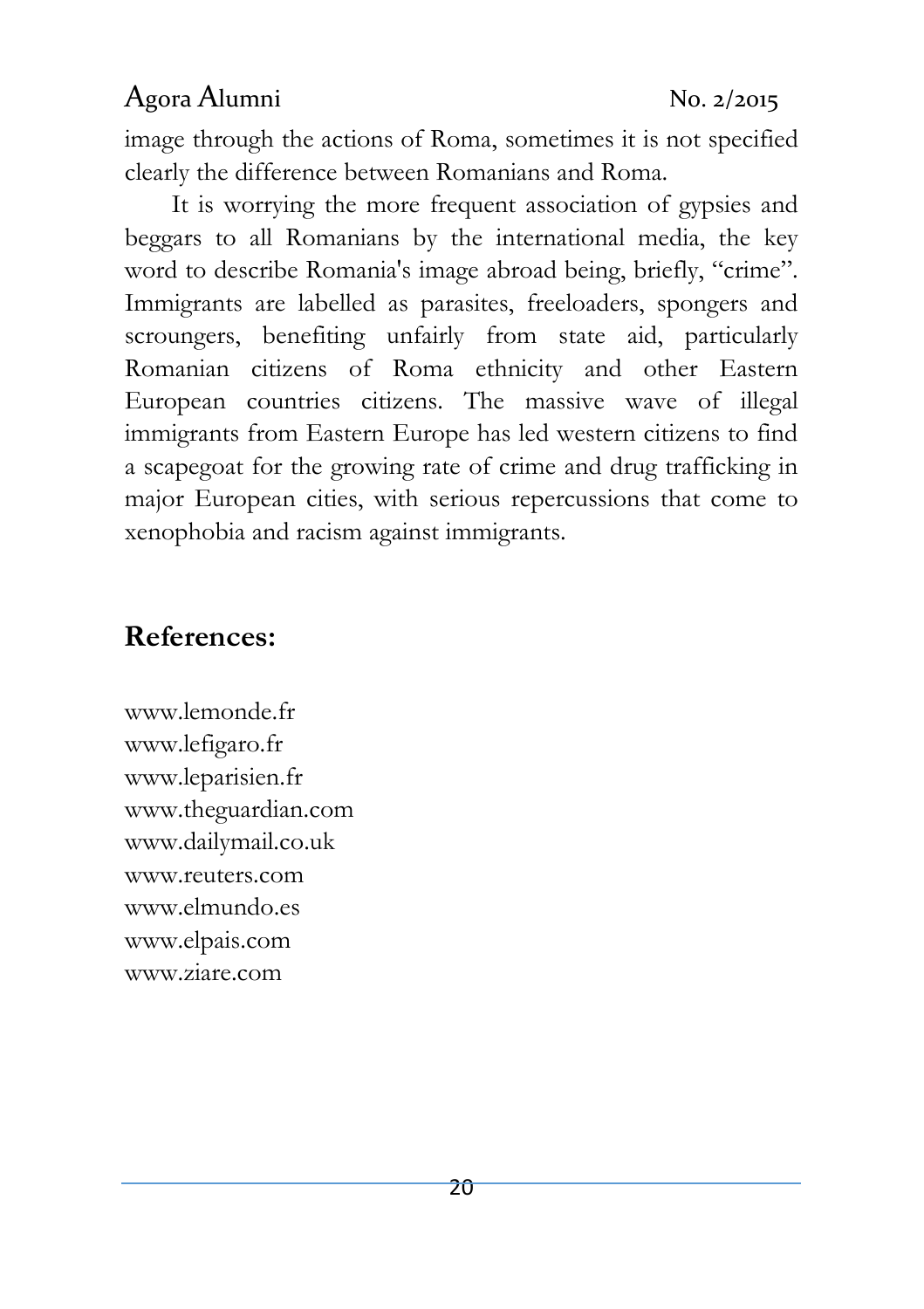image through the actions of Roma, sometimes it is not specified clearly the difference between Romanians and Roma.

It is worrying the more frequent association of gypsies and beggars to all Romanians by the international media, the key word to describe Romania's image abroad being, briefly, "crime". Immigrants are labelled as parasites, freeloaders, spongers and scroungers, benefiting unfairly from state aid, particularly Romanian citizens of Roma ethnicity and other Eastern European countries citizens. The massive wave of illegal immigrants from Eastern Europe has led western citizens to find a scapegoat for the growing rate of crime and drug trafficking in major European cities, with serious repercussions that come to xenophobia and racism against immigrants.

## References:

www.lemonde.fr
www.lefigaro.fr
www.leparisien.fr
www.theguardian.com
www.dailymail.co.uk
www.reuters.com
www.elmundo.es
www.elpais.com
www.ziare.com